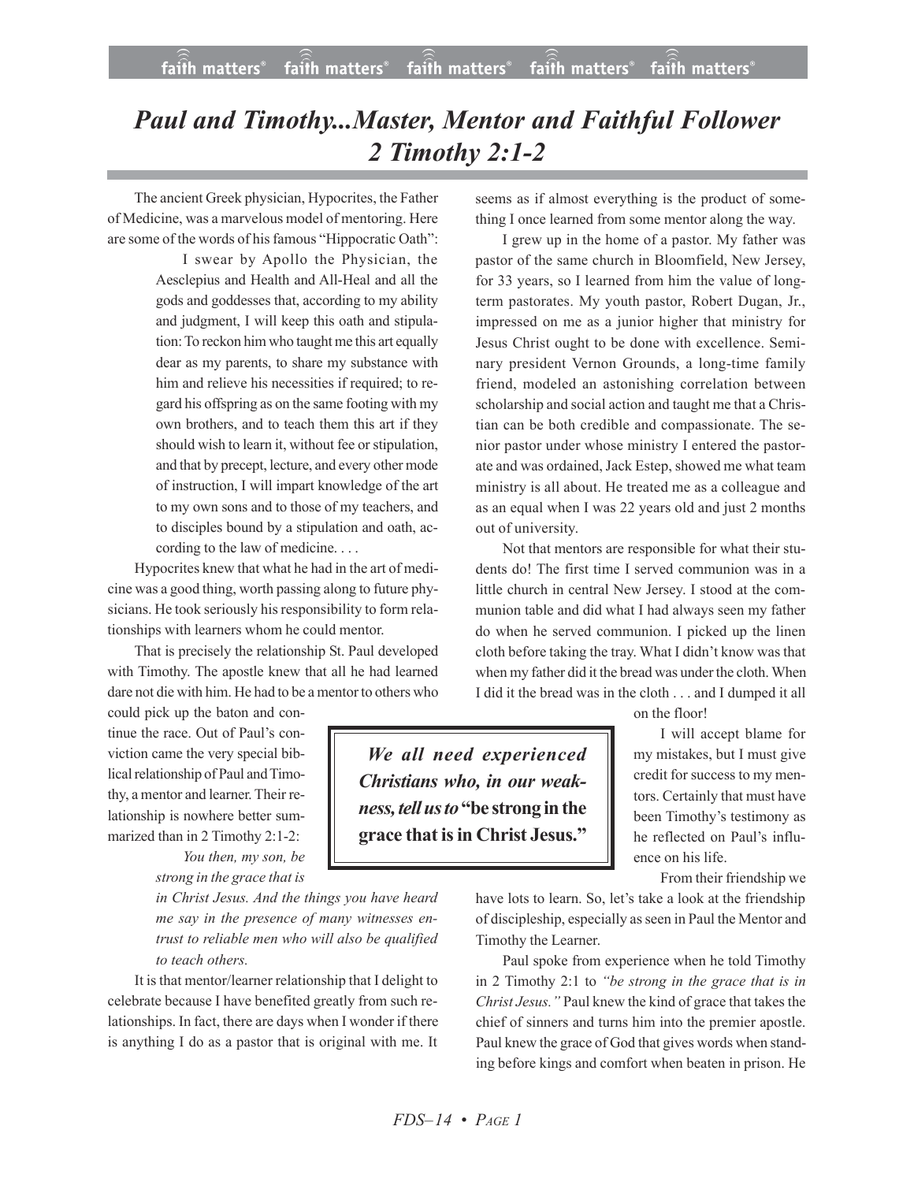# *Paul and Timothy...Master, Mentor and Faithful Follower 2 Timothy 2:1-2*

The ancient Greek physician, Hypocrites, the Father of Medicine, was a marvelous model of mentoring. Here are some of the words of his famous "Hippocratic Oath":

> I swear by Apollo the Physician, the Aesclepius and Health and All-Heal and all the gods and goddesses that, according to my ability and judgment, I will keep this oath and stipulation: To reckon him who taught me this art equally dear as my parents, to share my substance with him and relieve his necessities if required; to regard his offspring as on the same footing with my own brothers, and to teach them this art if they should wish to learn it, without fee or stipulation, and that by precept, lecture, and every other mode of instruction, I will impart knowledge of the art to my own sons and to those of my teachers, and to disciples bound by a stipulation and oath, according to the law of medicine. . . .

Hypocrites knew that what he had in the art of medicine was a good thing, worth passing along to future physicians. He took seriously his responsibility to form relationships with learners whom he could mentor.

That is precisely the relationship St. Paul developed with Timothy. The apostle knew that all he had learned dare not die with him. He had to be a mentor to others who could pick up the baton and continue the race. Out of Paul's conviction came the very special biblical relationship of Paul and Timothy, a mentor and learner. Their relationship is nowhere better summarized than in 2 Timothy 2:1-2:

> *You then, my son, be strong in the grace that is in Christ Jesus. And the things you have heard me say in the presence of many witnesses entrust to reliable men who will also be qualified to teach others.*

It is that mentor/learner relationship that I delight to celebrate because I have benefited greatly from such relationships. In fact, there are days when I wonder if there is anything I do as a pastor that is original with me. It seems as if almost everything is the product of something I once learned from some mentor along the way.

I grew up in the home of a pastor. My father was pastor of the same church in Bloomfield, New Jersey, for 33 years, so I learned from him the value of long-term pastorates. My youth pastor, Robert Dugan, Jr., impressed on me as a junior higher that ministry for Jesus Christ ought to be done with excellence. Seminary president Vernon Grounds, a long-time family friend, modeled an astonishing correlation between scholarship and social action and taught me that a Christian can be both credible and compassionate. The senior pastor under whose ministry I entered the pastorate and was ordained, Jack Estep, showed me what team ministry is all about. He treated me as a colleague and as an equal when I was 22 years old and just 2 months out of university.

Not that mentors are responsible for what their students do! The first time I served communion was in a little church in central New Jersey. I stood at the communion table and did what I had always seen my father do when he served communion. I picked up the linen cloth before taking the tray. What I didn't know was that when my father did it the bread was under the cloth. When I did it the bread was in the cloth . . . and I dumped it all on the floor!

> ***We all need experienced Christians who, in our weakness, tell us to* "be strong in the grace that is in Christ Jesus."**

I will accept blame for my mistakes, but I must give credit for success to my mentors. Certainly that must have been Timothy's testimony as he reflected on Paul's influence on his life.

From their friendship we have lots to learn. So, let's take a look at the friendship of discipleship, especially as seen in Paul the Mentor and Timothy the Learner.

Paul spoke from experience when he told Timothy in 2 Timothy 2:1 to *"be strong in the grace that is in Christ Jesus."* Paul knew the kind of grace that takes the chief of sinners and turns him into the premier apostle. Paul knew the grace of God that gives words when standing before kings and comfort when beaten in prison. He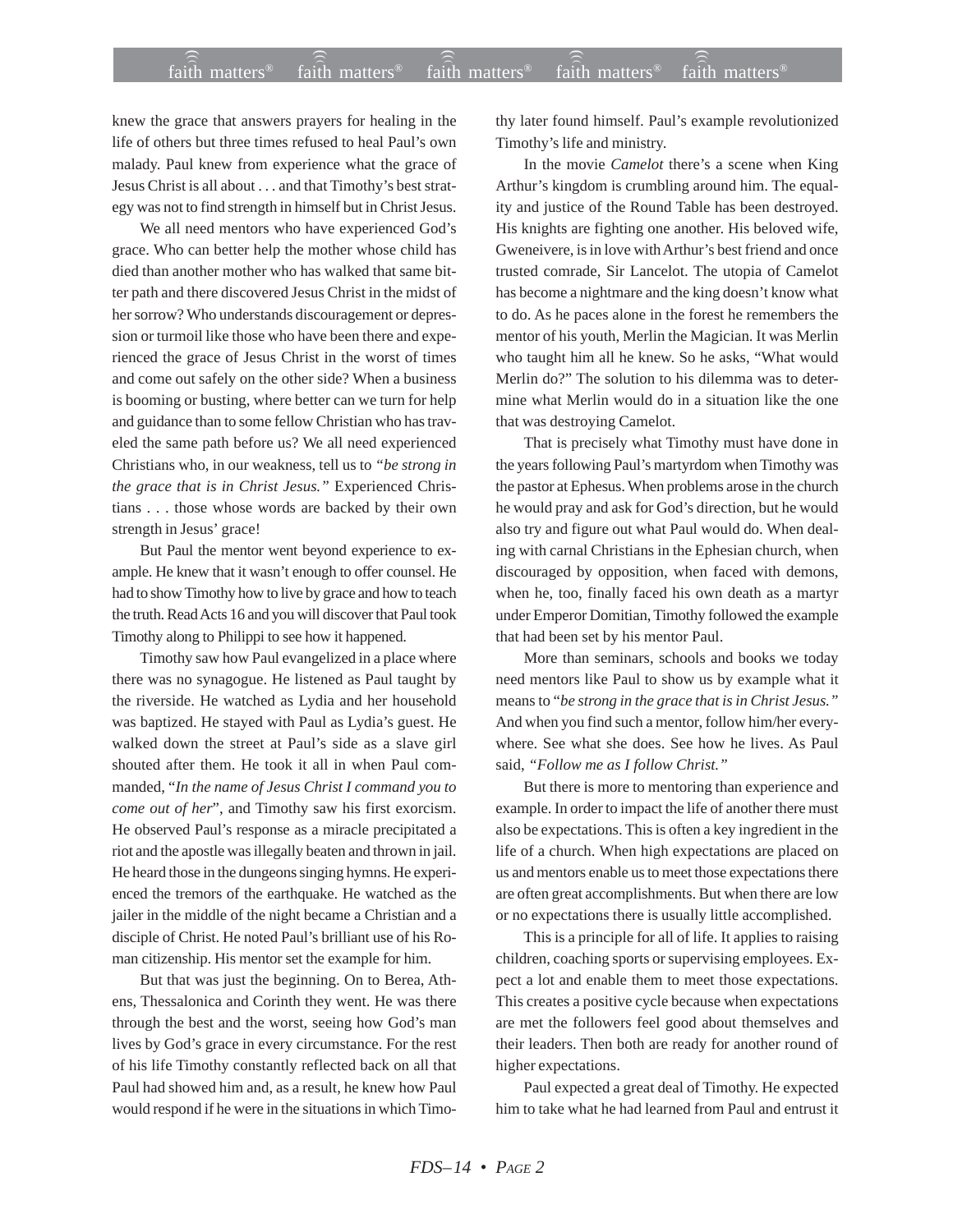knew the grace that answers prayers for healing in the life of others but three times refused to heal Paul's own malady. Paul knew from experience what the grace of Jesus Christ is all about . . . and that Timothy's best strategy was not to find strength in himself but in Christ Jesus.

We all need mentors who have experienced God's grace. Who can better help the mother whose child has died than another mother who has walked that same bitter path and there discovered Jesus Christ in the midst of her sorrow? Who understands discouragement or depression or turmoil like those who have been there and experienced the grace of Jesus Christ in the worst of times and come out safely on the other side? When a business is booming or busting, where better can we turn for help and guidance than to some fellow Christian who has traveled the same path before us? We all need experienced Christians who, in our weakness, tell us to *"be strong in the grace that is in Christ Jesus."* Experienced Christians . . . those whose words are backed by their own strength in Jesus' grace!

But Paul the mentor went beyond experience to example. He knew that it wasn't enough to offer counsel. He had to show Timothy how to live by grace and how to teach the truth. Read Acts 16 and you will discover that Paul took Timothy along to Philippi to see how it happened.

Timothy saw how Paul evangelized in a place where there was no synagogue. He listened as Paul taught by the riverside. He watched as Lydia and her household was baptized. He stayed with Paul as Lydia's guest. He walked down the street at Paul's side as a slave girl shouted after them. He took it all in when Paul commanded, "*In the name of Jesus Christ I command you to come out of her*", and Timothy saw his first exorcism. He observed Paul's response as a miracle precipitated a riot and the apostle was illegally beaten and thrown in jail. He heard those in the dungeons singing hymns. He experienced the tremors of the earthquake. He watched as the jailer in the middle of the night became a Christian and a disciple of Christ. He noted Paul's brilliant use of his Roman citizenship. His mentor set the example for him.

But that was just the beginning. On to Berea, Athens, Thessalonica and Corinth they went. He was there through the best and the worst, seeing how God's man lives by God's grace in every circumstance. For the rest of his life Timothy constantly reflected back on all that Paul had showed him and, as a result, he knew how Paul would respond if he were in the situations in which Timothy later found himself. Paul's example revolutionized Timothy's life and ministry.

In the movie *Camelot* there's a scene when King Arthur's kingdom is crumbling around him. The equality and justice of the Round Table has been destroyed. His knights are fighting one another. His beloved wife, Gweneivere, is in love with Arthur's best friend and once trusted comrade, Sir Lancelot. The utopia of Camelot has become a nightmare and the king doesn't know what to do. As he paces alone in the forest he remembers the mentor of his youth, Merlin the Magician. It was Merlin who taught him all he knew. So he asks, "What would Merlin do?" The solution to his dilemma was to determine what Merlin would do in a situation like the one that was destroying Camelot.

That is precisely what Timothy must have done in the years following Paul's martyrdom when Timothy was the pastor at Ephesus. When problems arose in the church he would pray and ask for God's direction, but he would also try and figure out what Paul would do. When dealing with carnal Christians in the Ephesian church, when discouraged by opposition, when faced with demons, when he, too, finally faced his own death as a martyr under Emperor Domitian, Timothy followed the example that had been set by his mentor Paul.

More than seminars, schools and books we today need mentors like Paul to show us by example what it means to "*be strong in the grace that is in Christ Jesus."* And when you find such a mentor, follow him/her everywhere. See what she does. See how he lives. As Paul said, *"Follow me as I follow Christ."*

But there is more to mentoring than experience and example. In order to impact the life of another there must also be expectations. This is often a key ingredient in the life of a church. When high expectations are placed on us and mentors enable us to meet those expectations there are often great accomplishments. But when there are low or no expectations there is usually little accomplished.

This is a principle for all of life. It applies to raising children, coaching sports or supervising employees. Expect a lot and enable them to meet those expectations. This creates a positive cycle because when expectations are met the followers feel good about themselves and their leaders. Then both are ready for another round of higher expectations.

Paul expected a great deal of Timothy. He expected him to take what he had learned from Paul and entrust it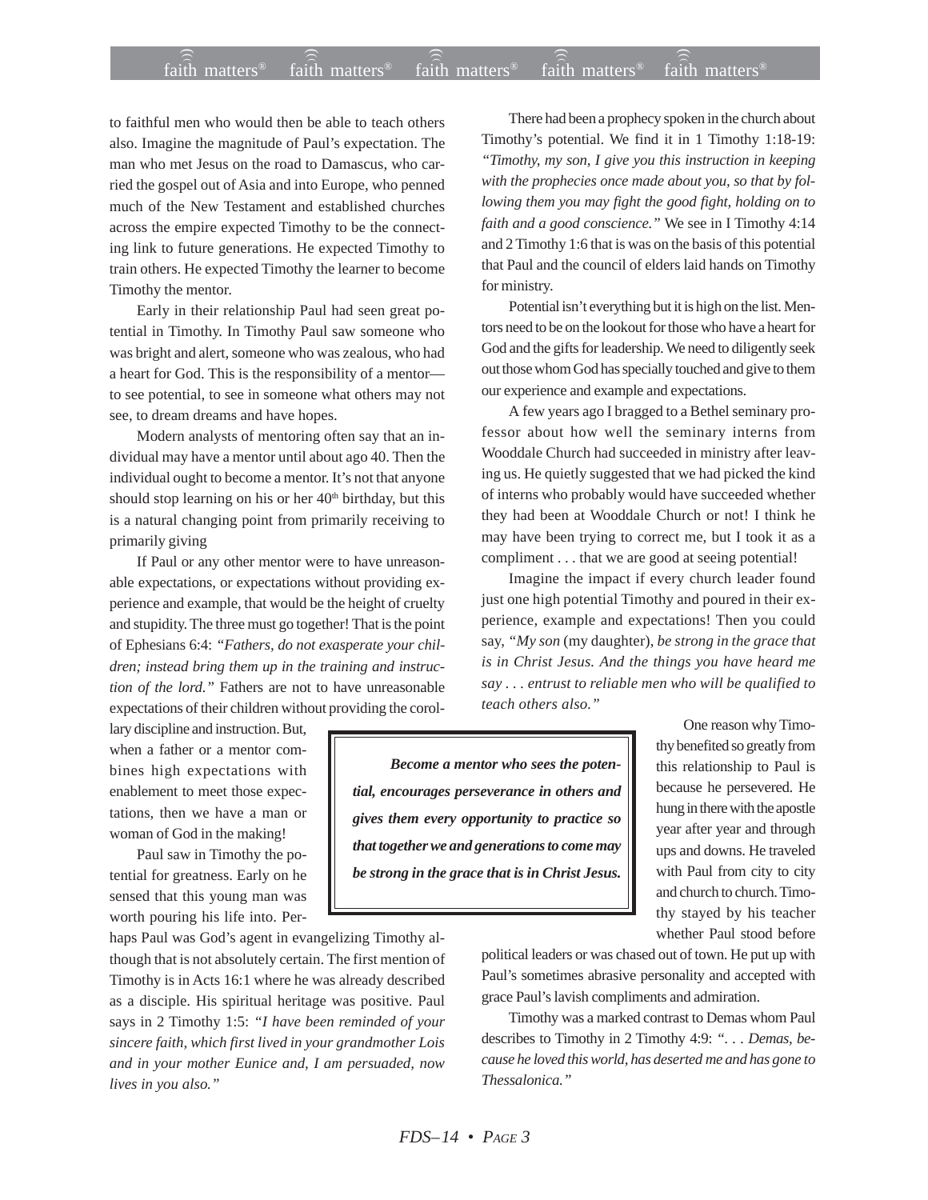to faithful men who would then be able to teach others also. Imagine the magnitude of Paul's expectation. The man who met Jesus on the road to Damascus, who carried the gospel out of Asia and into Europe, who penned much of the New Testament and established churches across the empire expected Timothy to be the connecting link to future generations. He expected Timothy to train others. He expected Timothy the learner to become Timothy the mentor.

Early in their relationship Paul had seen great potential in Timothy. In Timothy Paul saw someone who was bright and alert, someone who was zealous, who had a heart for God. This is the responsibility of a mentor—to see potential, to see in someone what others may not see, to dream dreams and have hopes.

Modern analysts of mentoring often say that an individual may have a mentor until about ago 40. Then the individual ought to become a mentor. It's not that anyone should stop learning on his or her 40th birthday, but this is a natural changing point from primarily receiving to primarily giving

If Paul or any other mentor were to have unreasonable expectations, or expectations without providing experience and example, that would be the height of cruelty and stupidity. The three must go together! That is the point of Ephesians 6:4: *"Fathers, do not exasperate your children; instead bring them up in the training and instruction of the lord."* Fathers are not to have unreasonable expectations of their children without providing the corollary discipline and instruction. But, when a father or a mentor combines high expectations with enablement to meet those expectations, then we have a man or woman of God in the making!

Paul saw in Timothy the potential for greatness. Early on he sensed that this young man was worth pouring his life into. Perhaps Paul was God's agent in evangelizing Timothy although that is not absolutely certain. The first mention of Timothy is in Acts 16:1 where he was already described as a disciple. His spiritual heritage was positive. Paul says in 2 Timothy 1:5: *"I have been reminded of your sincere faith, which first lived in your grandmother Lois and in your mother Eunice and, I am persuaded, now lives in you also."*

There had been a prophecy spoken in the church about Timothy's potential. We find it in 1 Timothy 1:18-19: *"Timothy, my son, I give you this instruction in keeping with the prophecies once made about you, so that by following them you may fight the good fight, holding on to faith and a good conscience."* We see in I Timothy 4:14 and 2 Timothy 1:6 that is was on the basis of this potential that Paul and the council of elders laid hands on Timothy for ministry.

Potential isn't everything but it is high on the list. Mentors need to be on the lookout for those who have a heart for God and the gifts for leadership. We need to diligently seek out those whom God has specially touched and give to them our experience and example and expectations.

A few years ago I bragged to a Bethel seminary professor about how well the seminary interns from Wooddale Church had succeeded in ministry after leaving us. He quietly suggested that we had picked the kind of interns who probably would have succeeded whether they had been at Wooddale Church or not! I think he may have been trying to correct me, but I took it as a compliment . . . that we are good at seeing potential!

Imagine the impact if every church leader found just one high potential Timothy and poured in their experience, example and expectations! Then you could say, *"My son* (my daughter)*, be strong in the grace that is in Christ Jesus. And the things you have heard me say . . . entrust to reliable men who will be qualified to teach others also."*

> ***Become a mentor who sees the potential, encourages perseverance in others and gives them every opportunity to practice so that together we and generations to come may be strong in the grace that is in Christ Jesus.***

One reason why Timothy benefited so greatly from this relationship to Paul is because he persevered. He hung in there with the apostle year after year and through ups and downs. He traveled with Paul from city to city and church to church. Timothy stayed by his teacher whether Paul stood before political leaders or was chased out of town. He put up with Paul's sometimes abrasive personality and accepted with grace Paul's lavish compliments and admiration.

Timothy was a marked contrast to Demas whom Paul describes to Timothy in 2 Timothy 4:9: *". . . Demas, because he loved this world, has deserted me and has gone to Thessalonica."*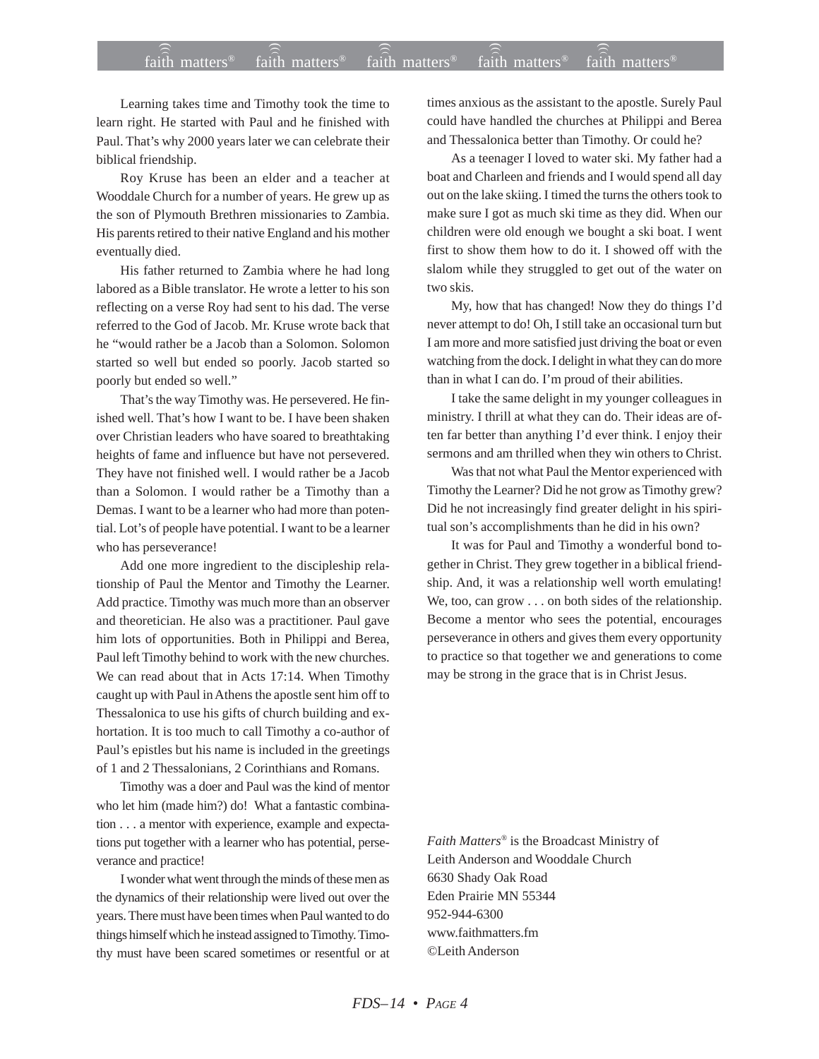Learning takes time and Timothy took the time to learn right. He started with Paul and he finished with Paul. That's why 2000 years later we can celebrate their biblical friendship.

Roy Kruse has been an elder and a teacher at Wooddale Church for a number of years. He grew up as the son of Plymouth Brethren missionaries to Zambia. His parents retired to their native England and his mother eventually died.

His father returned to Zambia where he had long labored as a Bible translator. He wrote a letter to his son reflecting on a verse Roy had sent to his dad. The verse referred to the God of Jacob. Mr. Kruse wrote back that he "would rather be a Jacob than a Solomon. Solomon started so well but ended so poorly. Jacob started so poorly but ended so well."

That's the way Timothy was. He persevered. He finished well. That's how I want to be. I have been shaken over Christian leaders who have soared to breathtaking heights of fame and influence but have not persevered. They have not finished well. I would rather be a Jacob than a Solomon. I would rather be a Timothy than a Demas. I want to be a learner who had more than potential. Lot's of people have potential. I want to be a learner who has perseverance!

Add one more ingredient to the discipleship relationship of Paul the Mentor and Timothy the Learner. Add practice. Timothy was much more than an observer and theoretician. He also was a practitioner. Paul gave him lots of opportunities. Both in Philippi and Berea, Paul left Timothy behind to work with the new churches. We can read about that in Acts 17:14. When Timothy caught up with Paul in Athens the apostle sent him off to Thessalonica to use his gifts of church building and exhortation. It is too much to call Timothy a co-author of Paul's epistles but his name is included in the greetings of 1 and 2 Thessalonians, 2 Corinthians and Romans.

Timothy was a doer and Paul was the kind of mentor who let him (made him?) do! What a fantastic combination . . . a mentor with experience, example and expectations put together with a learner who has potential, perseverance and practice!

I wonder what went through the minds of these men as the dynamics of their relationship were lived out over the years. There must have been times when Paul wanted to do things himself which he instead assigned to Timothy. Timothy must have been scared sometimes or resentful or at times anxious as the assistant to the apostle. Surely Paul could have handled the churches at Philippi and Berea and Thessalonica better than Timothy. Or could he?

As a teenager I loved to water ski. My father had a boat and Charleen and friends and I would spend all day out on the lake skiing. I timed the turns the others took to make sure I got as much ski time as they did. When our children were old enough we bought a ski boat. I went first to show them how to do it. I showed off with the slalom while they struggled to get out of the water on two skis.

My, how that has changed! Now they do things I'd never attempt to do! Oh, I still take an occasional turn but I am more and more satisfied just driving the boat or even watching from the dock. I delight in what they can do more than in what I can do. I'm proud of their abilities.

I take the same delight in my younger colleagues in ministry. I thrill at what they can do. Their ideas are often far better than anything I'd ever think. I enjoy their sermons and am thrilled when they win others to Christ.

Was that not what Paul the Mentor experienced with Timothy the Learner? Did he not grow as Timothy grew? Did he not increasingly find greater delight in his spiritual son's accomplishments than he did in his own?

It was for Paul and Timothy a wonderful bond together in Christ. They grew together in a biblical friendship. And, it was a relationship well worth emulating! We, too, can grow . . . on both sides of the relationship. Become a mentor who sees the potential, encourages perseverance in others and gives them every opportunity to practice so that together we and generations to come may be strong in the grace that is in Christ Jesus.

*Faith Matters*® is the Broadcast Ministry of
Leith Anderson and Wooddale Church
6630 Shady Oak Road
Eden Prairie MN 55344
952-944-6300
www.faithmatters.fm
©Leith Anderson